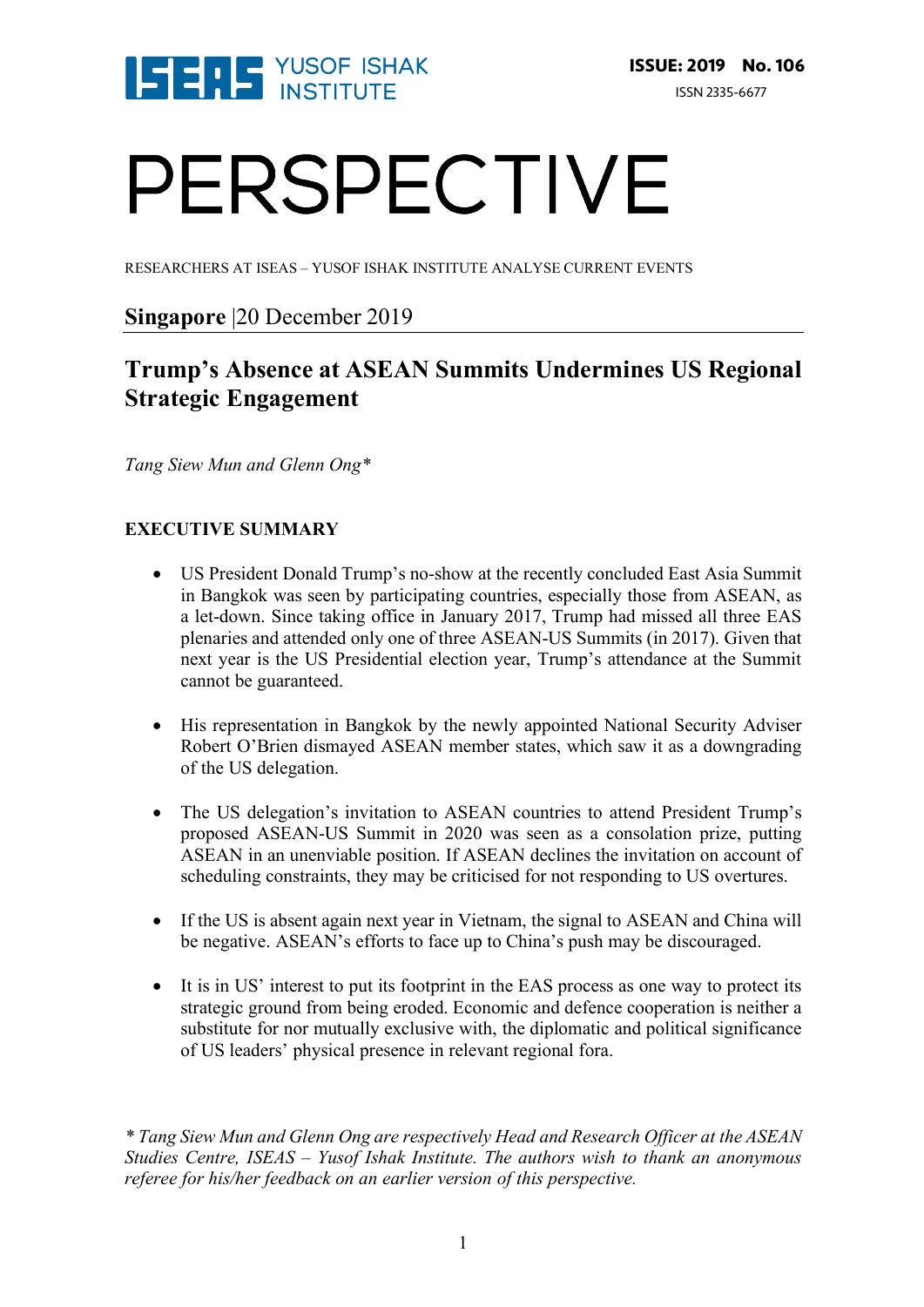ISEAS YUSOF ISHAK INSTITUTE

**ISSUE: 2019 No. 106**

ISSN 2335-6677

# PERSPECTIVE

RESEARCHERS AT ISEAS – YUSOF ISHAK INSTITUTE ANALYSE CURRENT EVENTS

**Singapore** |20 December 2019

## Trump's Absence at ASEAN Summits Undermines US Regional Strategic Engagement

*Tang Siew Mun and Glenn Ong**

**EXECUTIVE SUMMARY**

- US President Donald Trump's no-show at the recently concluded East Asia Summit in Bangkok was seen by participating countries, especially those from ASEAN, as a let-down. Since taking office in January 2017, Trump had missed all three EAS plenaries and attended only one of three ASEAN-US Summits (in 2017). Given that next year is the US Presidential election year, Trump's attendance at the Summit cannot be guaranteed.

- His representation in Bangkok by the newly appointed National Security Adviser Robert O'Brien dismayed ASEAN member states, which saw it as a downgrading of the US delegation.

- The US delegation's invitation to ASEAN countries to attend President Trump's proposed ASEAN-US Summit in 2020 was seen as a consolation prize, putting ASEAN in an unenviable position. If ASEAN declines the invitation on account of scheduling constraints, they may be criticised for not responding to US overtures.

- If the US is absent again next year in Vietnam, the signal to ASEAN and China will be negative. ASEAN's efforts to face up to China's push may be discouraged.

- It is in US' interest to put its footprint in the EAS process as one way to protect its strategic ground from being eroded. Economic and defence cooperation is neither a substitute for nor mutually exclusive with, the diplomatic and political significance of US leaders' physical presence in relevant regional fora.

*\* Tang Siew Mun and Glenn Ong are respectively Head and Research Officer at the ASEAN Studies Centre, ISEAS – Yusof Ishak Institute. The authors wish to thank an anonymous referee for his/her feedback on an earlier version of this perspective.*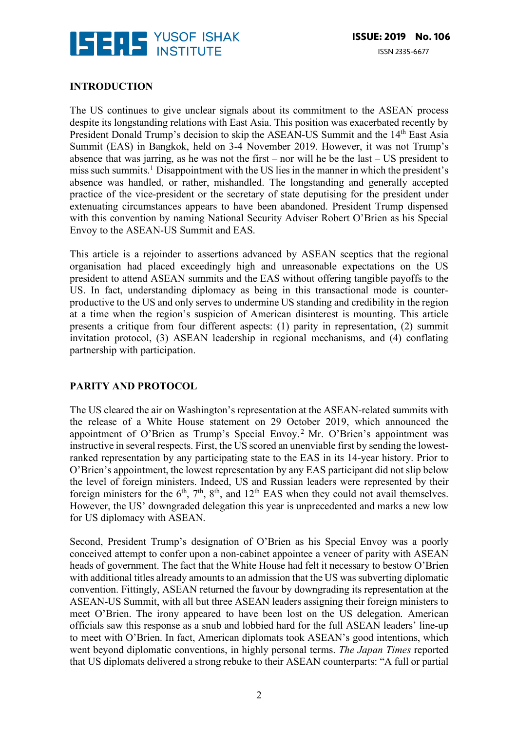## INTRODUCTION

The US continues to give unclear signals about its commitment to the ASEAN process despite its longstanding relations with East Asia. This position was exacerbated recently by President Donald Trump's decision to skip the ASEAN-US Summit and the 14th East Asia Summit (EAS) in Bangkok, held on 3-4 November 2019. However, it was not Trump's absence that was jarring, as he was not the first – nor will he be the last – US president to miss such summits.[1] Disappointment with the US lies in the manner in which the president's absence was handled, or rather, mishandled. The longstanding and generally accepted practice of the vice-president or the secretary of state deputising for the president under extenuating circumstances appears to have been abandoned. President Trump dispensed with this convention by naming National Security Adviser Robert O'Brien as his Special Envoy to the ASEAN-US Summit and EAS.

This article is a rejoinder to assertions advanced by ASEAN sceptics that the regional organisation had placed exceedingly high and unreasonable expectations on the US president to attend ASEAN summits and the EAS without offering tangible payoffs to the US. In fact, understanding diplomacy as being in this transactional mode is counter-productive to the US and only serves to undermine US standing and credibility in the region at a time when the region's suspicion of American disinterest is mounting. This article presents a critique from four different aspects: (1) parity in representation, (2) summit invitation protocol, (3) ASEAN leadership in regional mechanisms, and (4) conflating partnership with participation.

## PARITY AND PROTOCOL

The US cleared the air on Washington's representation at the ASEAN-related summits with the release of a White House statement on 29 October 2019, which announced the appointment of O'Brien as Trump's Special Envoy.[2] Mr. O'Brien's appointment was instructive in several respects. First, the US scored an unenviable first by sending the lowest-ranked representation by any participating state to the EAS in its 14-year history. Prior to O'Brien's appointment, the lowest representation by any EAS participant did not slip below the level of foreign ministers. Indeed, US and Russian leaders were represented by their foreign ministers for the 6th, 7th, 8th, and 12th EAS when they could not avail themselves. However, the US' downgraded delegation this year is unprecedented and marks a new low for US diplomacy with ASEAN.

Second, President Trump's designation of O'Brien as his Special Envoy was a poorly conceived attempt to confer upon a non-cabinet appointee a veneer of parity with ASEAN heads of government. The fact that the White House had felt it necessary to bestow O'Brien with additional titles already amounts to an admission that the US was subverting diplomatic convention. Fittingly, ASEAN returned the favour by downgrading its representation at the ASEAN-US Summit, with all but three ASEAN leaders assigning their foreign ministers to meet O'Brien. The irony appeared to have been lost on the US delegation. American officials saw this response as a snub and lobbied hard for the full ASEAN leaders' line-up to meet with O'Brien. In fact, American diplomats took ASEAN's good intentions, which went beyond diplomatic conventions, in highly personal terms. *The Japan Times* reported that US diplomats delivered a strong rebuke to their ASEAN counterparts: "A full or partial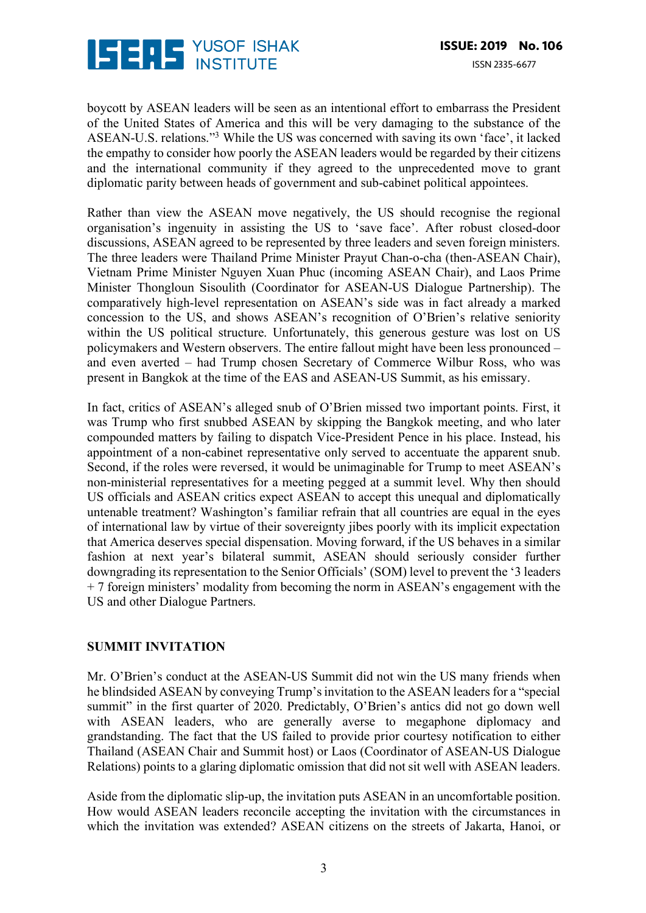boycott by ASEAN leaders will be seen as an intentional effort to embarrass the President of the United States of America and this will be very damaging to the substance of the ASEAN-U.S. relations."[3] While the US was concerned with saving its own 'face', it lacked the empathy to consider how poorly the ASEAN leaders would be regarded by their citizens and the international community if they agreed to the unprecedented move to grant diplomatic parity between heads of government and sub-cabinet political appointees.

Rather than view the ASEAN move negatively, the US should recognise the regional organisation's ingenuity in assisting the US to 'save face'. After robust closed-door discussions, ASEAN agreed to be represented by three leaders and seven foreign ministers. The three leaders were Thailand Prime Minister Prayut Chan-o-cha (then-ASEAN Chair), Vietnam Prime Minister Nguyen Xuan Phuc (incoming ASEAN Chair), and Laos Prime Minister Thongloun Sisoulith (Coordinator for ASEAN-US Dialogue Partnership). The comparatively high-level representation on ASEAN's side was in fact already a marked concession to the US, and shows ASEAN's recognition of O'Brien's relative seniority within the US political structure. Unfortunately, this generous gesture was lost on US policymakers and Western observers. The entire fallout might have been less pronounced – and even averted – had Trump chosen Secretary of Commerce Wilbur Ross, who was present in Bangkok at the time of the EAS and ASEAN-US Summit, as his emissary.

In fact, critics of ASEAN's alleged snub of O'Brien missed two important points. First, it was Trump who first snubbed ASEAN by skipping the Bangkok meeting, and who later compounded matters by failing to dispatch Vice-President Pence in his place. Instead, his appointment of a non-cabinet representative only served to accentuate the apparent snub. Second, if the roles were reversed, it would be unimaginable for Trump to meet ASEAN's non-ministerial representatives for a meeting pegged at a summit level. Why then should US officials and ASEAN critics expect ASEAN to accept this unequal and diplomatically untenable treatment? Washington's familiar refrain that all countries are equal in the eyes of international law by virtue of their sovereignty jibes poorly with its implicit expectation that America deserves special dispensation. Moving forward, if the US behaves in a similar fashion at next year's bilateral summit, ASEAN should seriously consider further downgrading its representation to the Senior Officials' (SOM) level to prevent the '3 leaders + 7 foreign ministers' modality from becoming the norm in ASEAN's engagement with the US and other Dialogue Partners.

## SUMMIT INVITATION

Mr. O'Brien's conduct at the ASEAN-US Summit did not win the US many friends when he blindsided ASEAN by conveying Trump's invitation to the ASEAN leaders for a "special summit" in the first quarter of 2020. Predictably, O'Brien's antics did not go down well with ASEAN leaders, who are generally averse to megaphone diplomacy and grandstanding. The fact that the US failed to provide prior courtesy notification to either Thailand (ASEAN Chair and Summit host) or Laos (Coordinator of ASEAN-US Dialogue Relations) points to a glaring diplomatic omission that did not sit well with ASEAN leaders.

Aside from the diplomatic slip-up, the invitation puts ASEAN in an uncomfortable position. How would ASEAN leaders reconcile accepting the invitation with the circumstances in which the invitation was extended? ASEAN citizens on the streets of Jakarta, Hanoi, or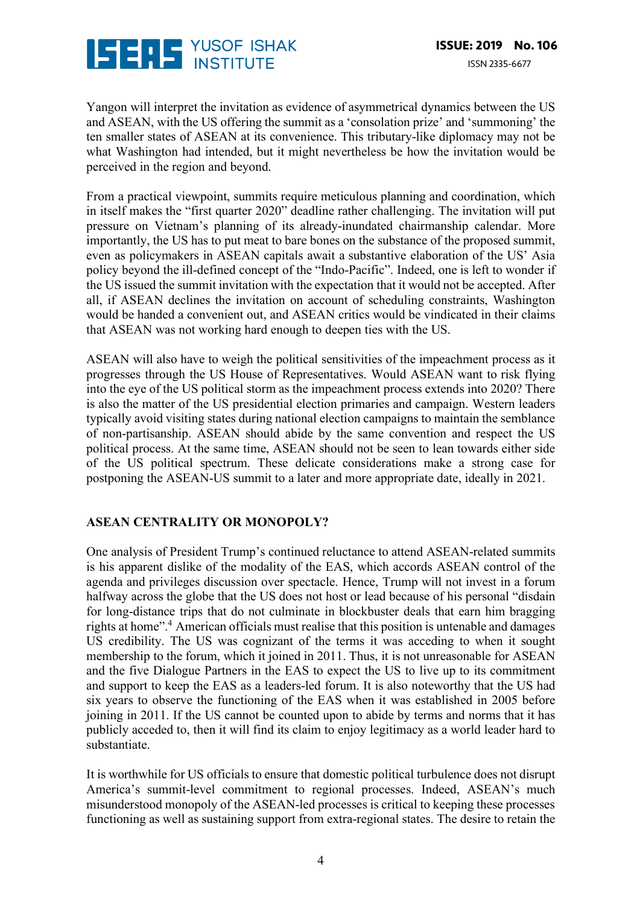Yangon will interpret the invitation as evidence of asymmetrical dynamics between the US and ASEAN, with the US offering the summit as a 'consolation prize' and 'summoning' the ten smaller states of ASEAN at its convenience. This tributary-like diplomacy may not be what Washington had intended, but it might nevertheless be how the invitation would be perceived in the region and beyond.

From a practical viewpoint, summits require meticulous planning and coordination, which in itself makes the "first quarter 2020" deadline rather challenging. The invitation will put pressure on Vietnam's planning of its already-inundated chairmanship calendar. More importantly, the US has to put meat to bare bones on the substance of the proposed summit, even as policymakers in ASEAN capitals await a substantive elaboration of the US' Asia policy beyond the ill-defined concept of the "Indo-Pacific". Indeed, one is left to wonder if the US issued the summit invitation with the expectation that it would not be accepted. After all, if ASEAN declines the invitation on account of scheduling constraints, Washington would be handed a convenient out, and ASEAN critics would be vindicated in their claims that ASEAN was not working hard enough to deepen ties with the US.

ASEAN will also have to weigh the political sensitivities of the impeachment process as it progresses through the US House of Representatives. Would ASEAN want to risk flying into the eye of the US political storm as the impeachment process extends into 2020? There is also the matter of the US presidential election primaries and campaign. Western leaders typically avoid visiting states during national election campaigns to maintain the semblance of non-partisanship. ASEAN should abide by the same convention and respect the US political process. At the same time, ASEAN should not be seen to lean towards either side of the US political spectrum. These delicate considerations make a strong case for postponing the ASEAN-US summit to a later and more appropriate date, ideally in 2021.

## ASEAN CENTRALITY OR MONOPOLY?

One analysis of President Trump's continued reluctance to attend ASEAN-related summits is his apparent dislike of the modality of the EAS, which accords ASEAN control of the agenda and privileges discussion over spectacle. Hence, Trump will not invest in a forum halfway across the globe that the US does not host or lead because of his personal "disdain for long-distance trips that do not culminate in blockbuster deals that earn him bragging rights at home".[4] American officials must realise that this position is untenable and damages US credibility. The US was cognizant of the terms it was acceding to when it sought membership to the forum, which it joined in 2011. Thus, it is not unreasonable for ASEAN and the five Dialogue Partners in the EAS to expect the US to live up to its commitment and support to keep the EAS as a leaders-led forum. It is also noteworthy that the US had six years to observe the functioning of the EAS when it was established in 2005 before joining in 2011. If the US cannot be counted upon to abide by terms and norms that it has publicly acceded to, then it will find its claim to enjoy legitimacy as a world leader hard to substantiate.

It is worthwhile for US officials to ensure that domestic political turbulence does not disrupt America's summit-level commitment to regional processes. Indeed, ASEAN's much misunderstood monopoly of the ASEAN-led processes is critical to keeping these processes functioning as well as sustaining support from extra-regional states. The desire to retain the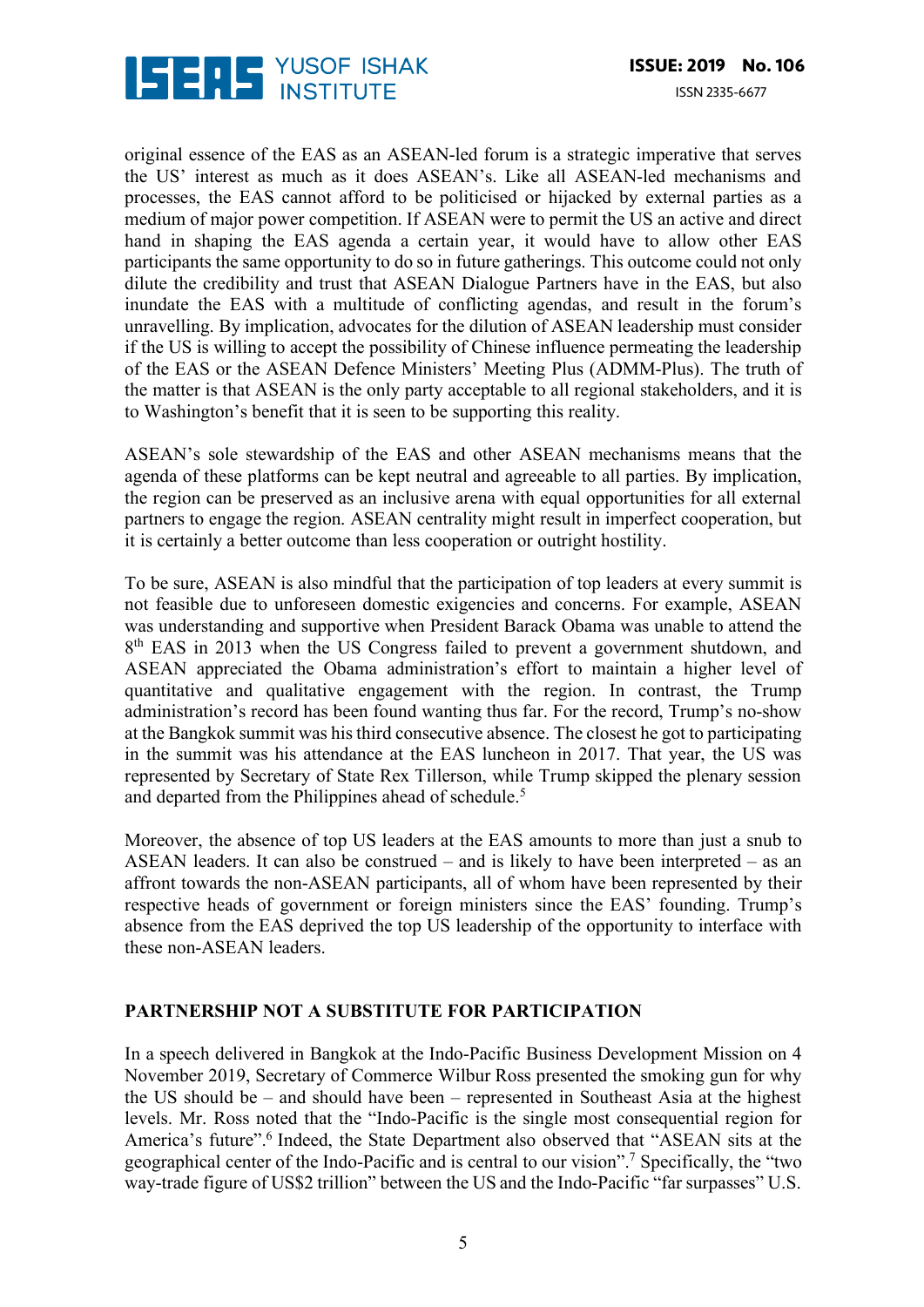original essence of the EAS as an ASEAN-led forum is a strategic imperative that serves the US' interest as much as it does ASEAN's. Like all ASEAN-led mechanisms and processes, the EAS cannot afford to be politicised or hijacked by external parties as a medium of major power competition. If ASEAN were to permit the US an active and direct hand in shaping the EAS agenda a certain year, it would have to allow other EAS participants the same opportunity to do so in future gatherings. This outcome could not only dilute the credibility and trust that ASEAN Dialogue Partners have in the EAS, but also inundate the EAS with a multitude of conflicting agendas, and result in the forum's unravelling. By implication, advocates for the dilution of ASEAN leadership must consider if the US is willing to accept the possibility of Chinese influence permeating the leadership of the EAS or the ASEAN Defence Ministers' Meeting Plus (ADMM-Plus). The truth of the matter is that ASEAN is the only party acceptable to all regional stakeholders, and it is to Washington's benefit that it is seen to be supporting this reality.

ASEAN's sole stewardship of the EAS and other ASEAN mechanisms means that the agenda of these platforms can be kept neutral and agreeable to all parties. By implication, the region can be preserved as an inclusive arena with equal opportunities for all external partners to engage the region. ASEAN centrality might result in imperfect cooperation, but it is certainly a better outcome than less cooperation or outright hostility.

To be sure, ASEAN is also mindful that the participation of top leaders at every summit is not feasible due to unforeseen domestic exigencies and concerns. For example, ASEAN was understanding and supportive when President Barack Obama was unable to attend the 8th EAS in 2013 when the US Congress failed to prevent a government shutdown, and ASEAN appreciated the Obama administration's effort to maintain a higher level of quantitative and qualitative engagement with the region. In contrast, the Trump administration's record has been found wanting thus far. For the record, Trump's no-show at the Bangkok summit was his third consecutive absence. The closest he got to participating in the summit was his attendance at the EAS luncheon in 2017. That year, the US was represented by Secretary of State Rex Tillerson, while Trump skipped the plenary session and departed from the Philippines ahead of schedule.[5]

Moreover, the absence of top US leaders at the EAS amounts to more than just a snub to ASEAN leaders. It can also be construed – and is likely to have been interpreted – as an affront towards the non-ASEAN participants, all of whom have been represented by their respective heads of government or foreign ministers since the EAS' founding. Trump's absence from the EAS deprived the top US leadership of the opportunity to interface with these non-ASEAN leaders.

## PARTNERSHIP NOT A SUBSTITUTE FOR PARTICIPATION

In a speech delivered in Bangkok at the Indo-Pacific Business Development Mission on 4 November 2019, Secretary of Commerce Wilbur Ross presented the smoking gun for why the US should be – and should have been – represented in Southeast Asia at the highest levels. Mr. Ross noted that the "Indo-Pacific is the single most consequential region for America's future".[6] Indeed, the State Department also observed that "ASEAN sits at the geographical center of the Indo-Pacific and is central to our vision".[7] Specifically, the "two way-trade figure of US$2 trillion" between the US and the Indo-Pacific "far surpasses" U.S.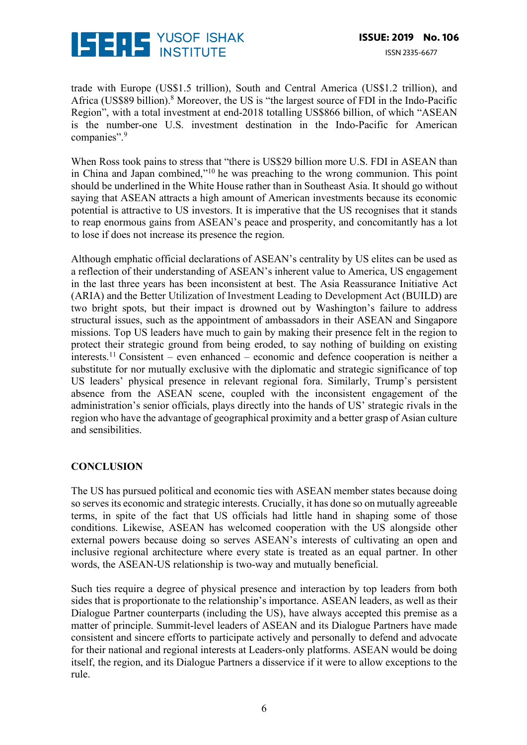trade with Europe (US$1.5 trillion), South and Central America (US$1.2 trillion), and Africa (US$89 billion).[8] Moreover, the US is "the largest source of FDI in the Indo-Pacific Region", with a total investment at end-2018 totalling US$866 billion, of which "ASEAN is the number-one U.S. investment destination in the Indo-Pacific for American companies".[9]

When Ross took pains to stress that "there is US$29 billion more U.S. FDI in ASEAN than in China and Japan combined,"[10] he was preaching to the wrong communion. This point should be underlined in the White House rather than in Southeast Asia. It should go without saying that ASEAN attracts a high amount of American investments because its economic potential is attractive to US investors. It is imperative that the US recognises that it stands to reap enormous gains from ASEAN's peace and prosperity, and concomitantly has a lot to lose if does not increase its presence the region.

Although emphatic official declarations of ASEAN's centrality by US elites can be used as a reflection of their understanding of ASEAN's inherent value to America, US engagement in the last three years has been inconsistent at best. The Asia Reassurance Initiative Act (ARIA) and the Better Utilization of Investment Leading to Development Act (BUILD) are two bright spots, but their impact is drowned out by Washington's failure to address structural issues, such as the appointment of ambassadors in their ASEAN and Singapore missions. Top US leaders have much to gain by making their presence felt in the region to protect their strategic ground from being eroded, to say nothing of building on existing interests.[11] Consistent – even enhanced – economic and defence cooperation is neither a substitute for nor mutually exclusive with the diplomatic and strategic significance of top US leaders' physical presence in relevant regional fora. Similarly, Trump's persistent absence from the ASEAN scene, coupled with the inconsistent engagement of the administration's senior officials, plays directly into the hands of US' strategic rivals in the region who have the advantage of geographical proximity and a better grasp of Asian culture and sensibilities.

## CONCLUSION

The US has pursued political and economic ties with ASEAN member states because doing so serves its economic and strategic interests. Crucially, it has done so on mutually agreeable terms, in spite of the fact that US officials had little hand in shaping some of those conditions. Likewise, ASEAN has welcomed cooperation with the US alongside other external powers because doing so serves ASEAN's interests of cultivating an open and inclusive regional architecture where every state is treated as an equal partner. In other words, the ASEAN-US relationship is two-way and mutually beneficial.

Such ties require a degree of physical presence and interaction by top leaders from both sides that is proportionate to the relationship's importance. ASEAN leaders, as well as their Dialogue Partner counterparts (including the US), have always accepted this premise as a matter of principle. Summit-level leaders of ASEAN and its Dialogue Partners have made consistent and sincere efforts to participate actively and personally to defend and advocate for their national and regional interests at Leaders-only platforms. ASEAN would be doing itself, the region, and its Dialogue Partners a disservice if it were to allow exceptions to the rule.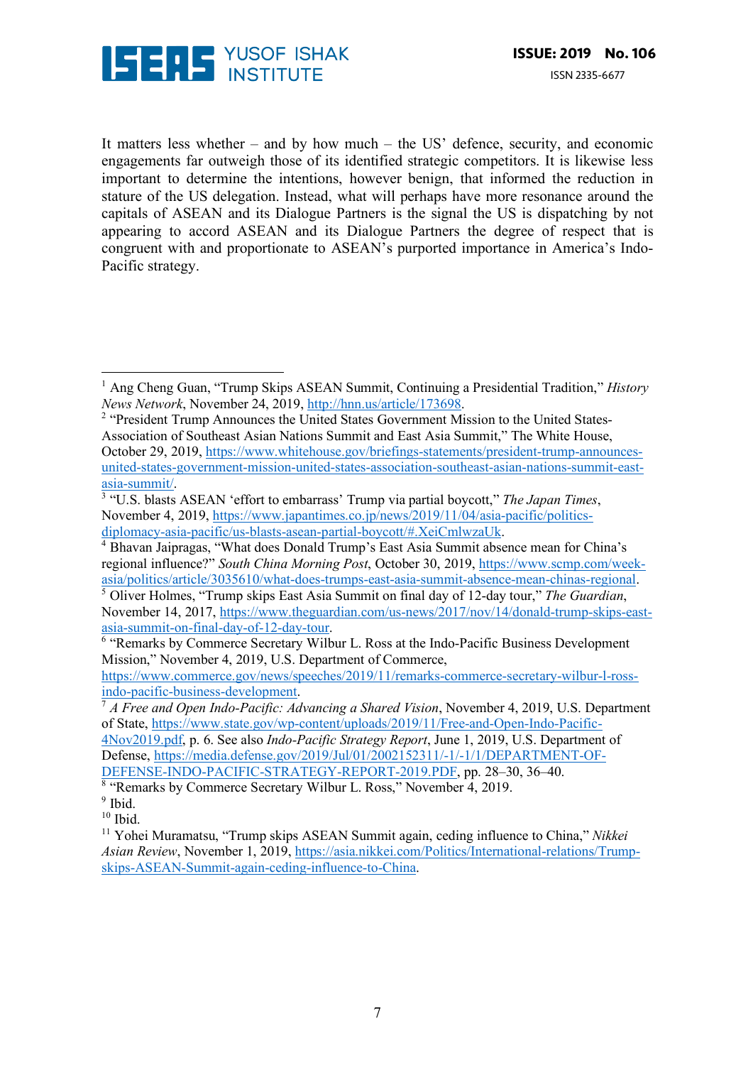It matters less whether – and by how much – the US' defence, security, and economic engagements far outweigh those of its identified strategic competitors. It is likewise less important to determine the intentions, however benign, that informed the reduction in stature of the US delegation. Instead, what will perhaps have more resonance around the capitals of ASEAN and its Dialogue Partners is the signal the US is dispatching by not appearing to accord ASEAN and its Dialogue Partners the degree of respect that is congruent with and proportionate to ASEAN's purported importance in America's Indo-Pacific strategy.

---

[1] Ang Cheng Guan, "Trump Skips ASEAN Summit, Continuing a Presidential Tradition," *History News Network*, November 24, 2019, http://hnn.us/article/173698.

[2] "President Trump Announces the United States Government Mission to the United States-Association of Southeast Asian Nations Summit and East Asia Summit," The White House, October 29, 2019, https://www.whitehouse.gov/briefings-statements/president-trump-announces-united-states-government-mission-united-states-association-southeast-asian-nations-summit-east-asia-summit/.

[3] "U.S. blasts ASEAN 'effort to embarrass' Trump via partial boycott," *The Japan Times*, November 4, 2019, https://www.japantimes.co.jp/news/2019/11/04/asia-pacific/politics-diplomacy-asia-pacific/us-blasts-asean-partial-boycott/#.XeiCmlwzaUk.

[4] Bhavan Jaipragas, "What does Donald Trump's East Asia Summit absence mean for China's regional influence?" *South China Morning Post*, October 30, 2019, https://www.scmp.com/week-asia/politics/article/3035610/what-does-trumps-east-asia-summit-absence-mean-chinas-regional.

[5] Oliver Holmes, "Trump skips East Asia Summit on final day of 12-day tour," *The Guardian*, November 14, 2017, https://www.theguardian.com/us-news/2017/nov/14/donald-trump-skips-east-asia-summit-on-final-day-of-12-day-tour.

[6] "Remarks by Commerce Secretary Wilbur L. Ross at the Indo-Pacific Business Development Mission," November 4, 2019, U.S. Department of Commerce, https://www.commerce.gov/news/speeches/2019/11/remarks-commerce-secretary-wilbur-l-ross-indo-pacific-business-development.

[7] *A Free and Open Indo-Pacific: Advancing a Shared Vision*, November 4, 2019, U.S. Department of State, https://www.state.gov/wp-content/uploads/2019/11/Free-and-Open-Indo-Pacific-4Nov2019.pdf, p. 6. See also *Indo-Pacific Strategy Report*, June 1, 2019, U.S. Department of Defense, https://media.defense.gov/2019/Jul/01/2002152311/-1/-1/1/DEPARTMENT-OF-DEFENSE-INDO-PACIFIC-STRATEGY-REPORT-2019.PDF, pp. 28–30, 36–40.

[8] "Remarks by Commerce Secretary Wilbur L. Ross," November 4, 2019.

[9] Ibid.

[10] Ibid.

[11] Yohei Muramatsu, "Trump skips ASEAN Summit again, ceding influence to China," *Nikkei Asian Review*, November 1, 2019, https://asia.nikkei.com/Politics/International-relations/Trump-skips-ASEAN-Summit-again-ceding-influence-to-China.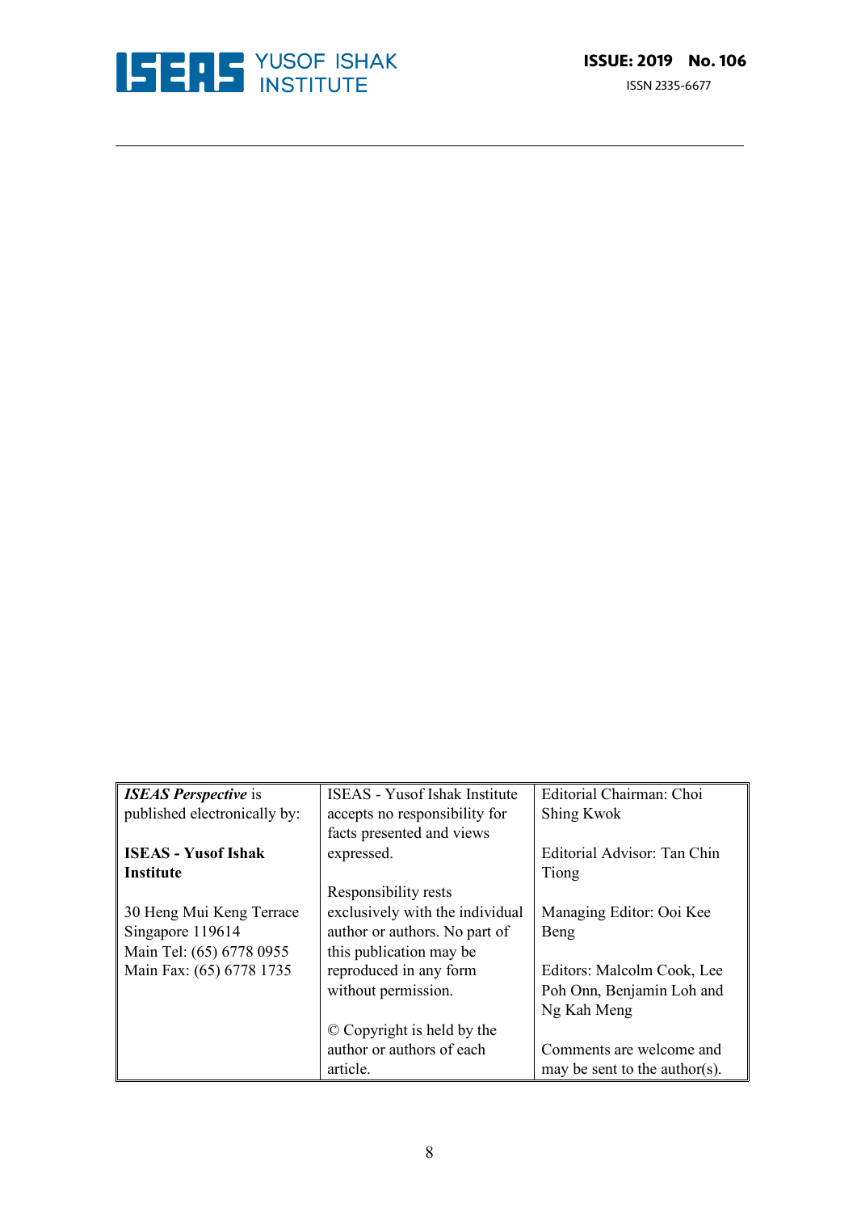| | | |
|---|---|---|
| ***ISEAS Perspective*** is published electronically by:<br><br>**ISEAS - Yusof Ishak Institute**<br><br>30 Heng Mui Keng Terrace<br>Singapore 119614<br>Main Tel: (65) 6778 0955<br>Main Fax: (65) 6778 1735 | ISEAS - Yusof Ishak Institute accepts no responsibility for facts presented and views expressed.<br><br>Responsibility rests exclusively with the individual author or authors. No part of this publication may be reproduced in any form without permission.<br><br>© Copyright is held by the author or authors of each article. | Editorial Chairman: Choi Shing Kwok<br><br>Editorial Advisor: Tan Chin Tiong<br><br>Managing Editor: Ooi Kee Beng<br><br>Editors: Malcolm Cook, Lee Poh Onn, Benjamin Loh and Ng Kah Meng<br><br>Comments are welcome and may be sent to the author(s). |